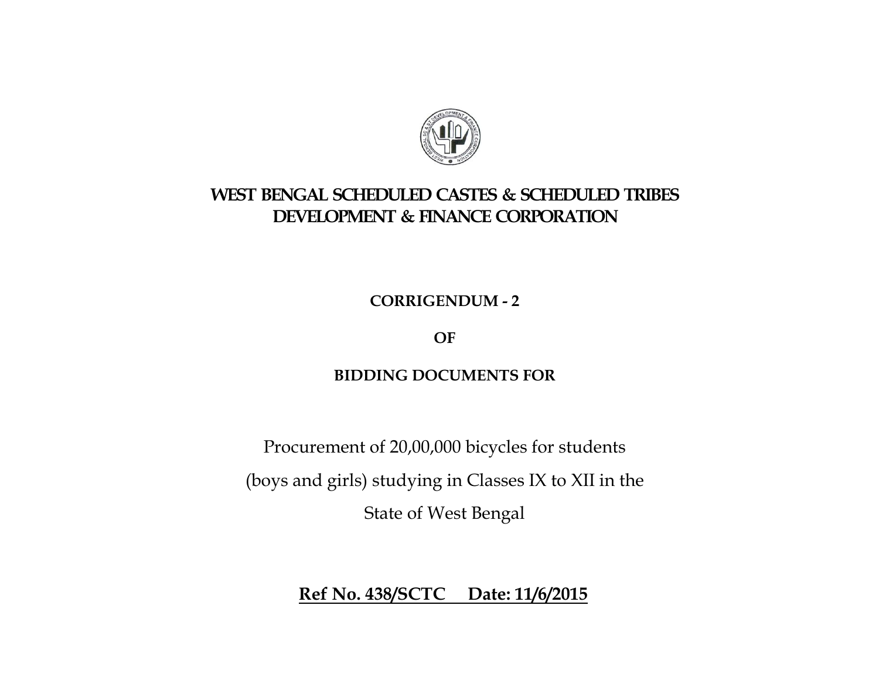# WEST BENGAL SCHEDULED CASTES & SCHEDULED TRIBES DEVELOPMENT & FINANCE CORPORATION

**CORRIGENDUM - 2**

**OF**

**BIDDING DOCUMENTS FOR**

Procurement of 20,00,000 bicycles for students (boys and girls) studying in Classes IX to XII in the State of West Bengal

**Ref No. 438/SCTC Date: 11/6/2015**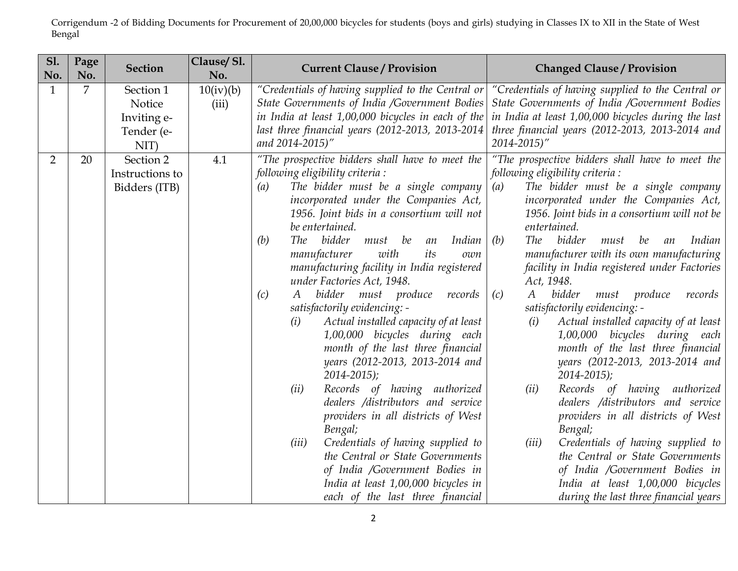Corrigendum -2 of Bidding Documents for Procurement of 20,00,000 bicycles for students (boys and girls) studying in Classes IX to XII in the State of West Bengal

| Sl. No. | Page No. | Section | Clause/ Sl. No. | Current Clause / Provision | Changed Clause / Provision |
|---|---|---|---|---|---|
| 1 | 7 | Section 1 Notice Inviting e-Tender (e-NIT) | 10(iv)(b)(iii) | *"Credentials of having supplied to the Central or State Governments of India /Government Bodies in India at least 1,00,000 bicycles in each of the last three financial years (2012-2013, 2013-2014 and 2014-2015)"* | *"Credentials of having supplied to the Central or State Governments of India /Government Bodies in India at least 1,00,000 bicycles during the last three financial years (2012-2013, 2013-2014 and 2014-2015)"* |
| 2 | 20 | Section 2 Instructions to Bidders (ITB) | 4.1 | *"The prospective bidders shall have to meet the following eligibility criteria :*<br>*(a) The bidder must be a single company incorporated under the Companies Act, 1956. Joint bids in a consortium will not be entertained.*<br>*(b) The bidder must be an Indian manufacturer with its own manufacturing facility in India registered under Factories Act, 1948.*<br>*(c) A bidder must produce records satisfactorily evidencing: -*<br>*(i) Actual installed capacity of at least 1,00,000 bicycles during each month of the last three financial years (2012-2013, 2013-2014 and 2014-2015);*<br>*(ii) Records of having authorized dealers /distributors and service providers in all districts of West Bengal;*<br>*(iii) Credentials of having supplied to the Central or State Governments of India /Government Bodies in India at least 1,00,000 bicycles in each of the last three financial* | *"The prospective bidders shall have to meet the following eligibility criteria :*<br>*(a) The bidder must be a single company incorporated under the Companies Act, 1956. Joint bids in a consortium will not be entertained.*<br>*(b) The bidder must be an Indian manufacturer with its own manufacturing facility in India registered under Factories Act, 1948.*<br>*(c) A bidder must produce records satisfactorily evidencing: -*<br>*(i) Actual installed capacity of at least 1,00,000 bicycles during each month of the last three financial years (2012-2013, 2013-2014 and 2014-2015);*<br>*(ii) Records of having authorized dealers /distributors and service providers in all districts of West Bengal;*<br>*(iii) Credentials of having supplied to the Central or State Governments of India /Government Bodies in India at least 1,00,000 bicycles during the last three financial years* |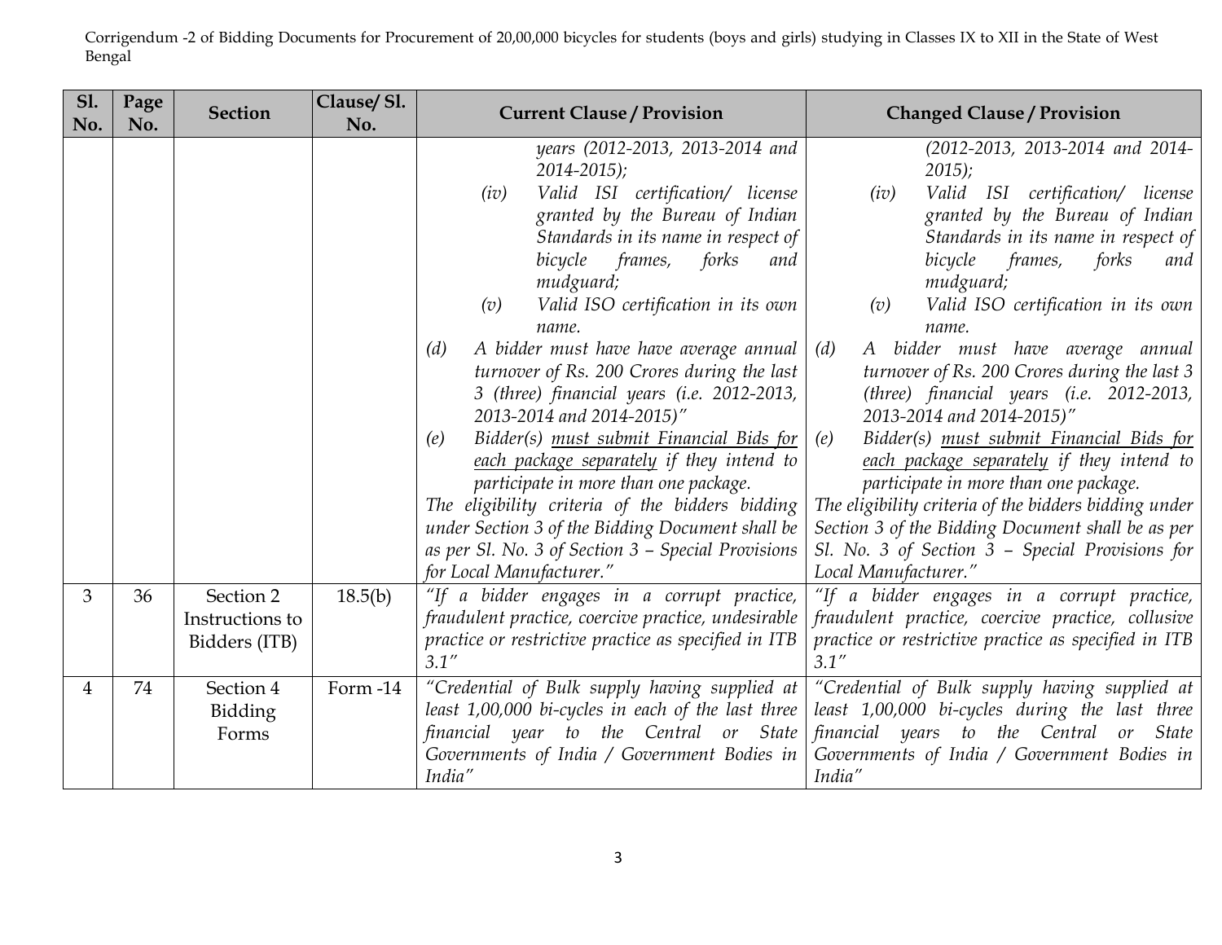| Sl. No. | Page No. | Section | Clause/ Sl. No. | Current Clause / Provision | Changed Clause / Provision |
|---|---|---|---|---|---|
| | | | | *years (2012-2013, 2013-2014 and 2014-2015);*<br>*(iv) Valid ISI certification/ license granted by the Bureau of Indian Standards in its name in respect of bicycle frames, forks and mudguard;*<br>*(v) Valid ISO certification in its own name.*<br>*(d) A bidder must have have average annual turnover of Rs. 200 Crores during the last 3 (three) financial years (i.e. 2012-2013, 2013-2014 and 2014-2015)"*<br>*(e) Bidder(s) <u>must submit Financial Bids for each package separately</u> if they intend to participate in more than one package.*<br>*The eligibility criteria of the bidders bidding under Section 3 of the Bidding Document shall be as per Sl. No. 3 of Section 3 – Special Provisions for Local Manufacturer."* | *(2012-2013, 2013-2014 and 2014-2015);*<br>*(iv) Valid ISI certification/ license granted by the Bureau of Indian Standards in its name in respect of bicycle frames, forks and mudguard;*<br>*(v) Valid ISO certification in its own name.*<br>*(d) A bidder must have average annual turnover of Rs. 200 Crores during the last 3 (three) financial years (i.e. 2012-2013, 2013-2014 and 2014-2015)"*<br>*(e) Bidder(s) <u>must submit Financial Bids for each package separately</u> if they intend to participate in more than one package.*<br>*The eligibility criteria of the bidders bidding under Section 3 of the Bidding Document shall be as per Sl. No. 3 of Section 3 – Special Provisions for Local Manufacturer."* |
| 3 | 36 | Section 2 Instructions to Bidders (ITB) | 18.5(b) | *"If a bidder engages in a corrupt practice, fraudulent practice, coercive practice, undesirable practice or restrictive practice as specified in ITB 3.1"* | *"If a bidder engages in a corrupt practice, fraudulent practice, coercive practice, collusive practice or restrictive practice as specified in ITB 3.1"* |
| 4 | 74 | Section 4 Bidding Forms | Form -14 | *"Credential of Bulk supply having supplied at least 1,00,000 bi-cycles in each of the last three financial year to the Central or State Governments of India / Government Bodies in India"* | *"Credential of Bulk supply having supplied at least 1,00,000 bi-cycles during the last three financial years to the Central or State Governments of India / Government Bodies in India"* |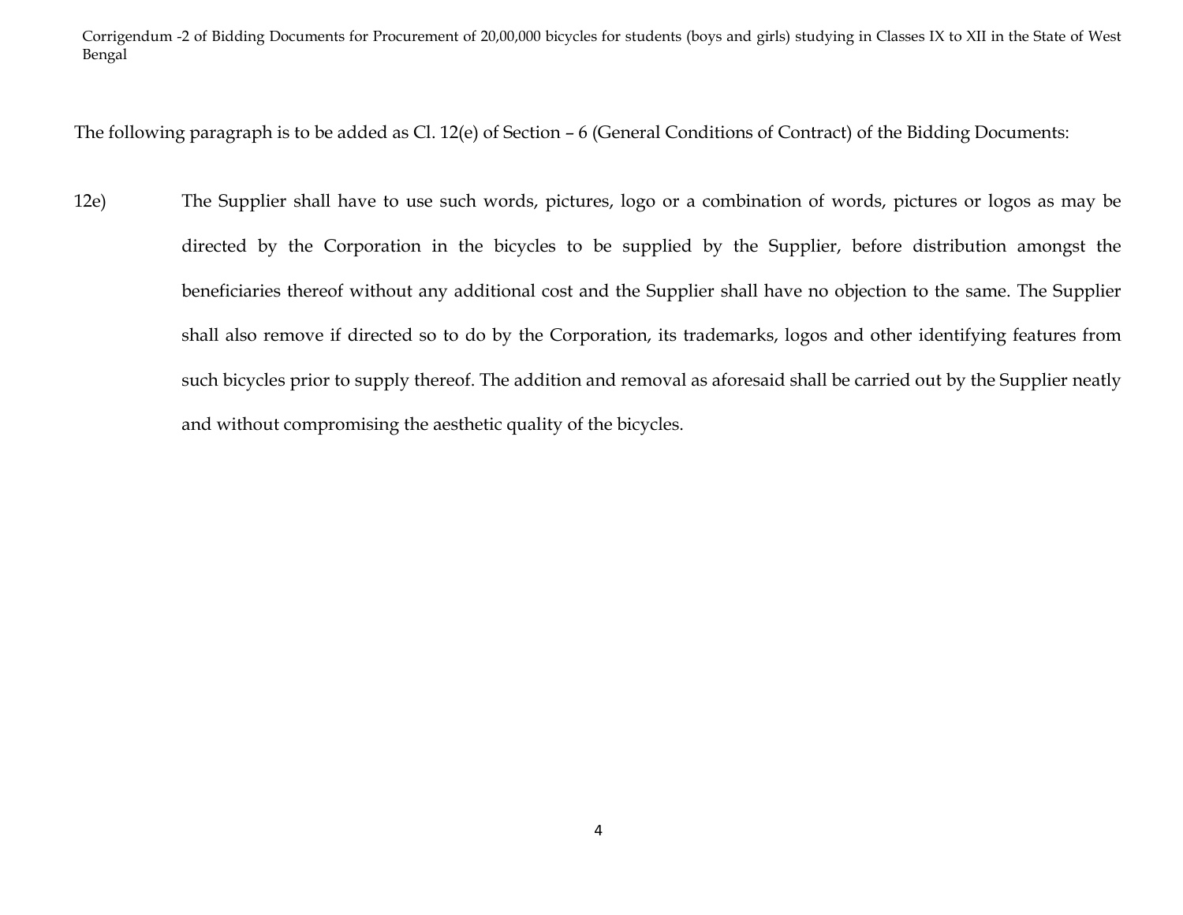The following paragraph is to be added as Cl. 12(e) of Section – 6 (General Conditions of Contract) of the Bidding Documents:

12e) The Supplier shall have to use such words, pictures, logo or a combination of words, pictures or logos as may be directed by the Corporation in the bicycles to be supplied by the Supplier, before distribution amongst the beneficiaries thereof without any additional cost and the Supplier shall have no objection to the same. The Supplier shall also remove if directed so to do by the Corporation, its trademarks, logos and other identifying features from such bicycles prior to supply thereof. The addition and removal as aforesaid shall be carried out by the Supplier neatly and without compromising the aesthetic quality of the bicycles.